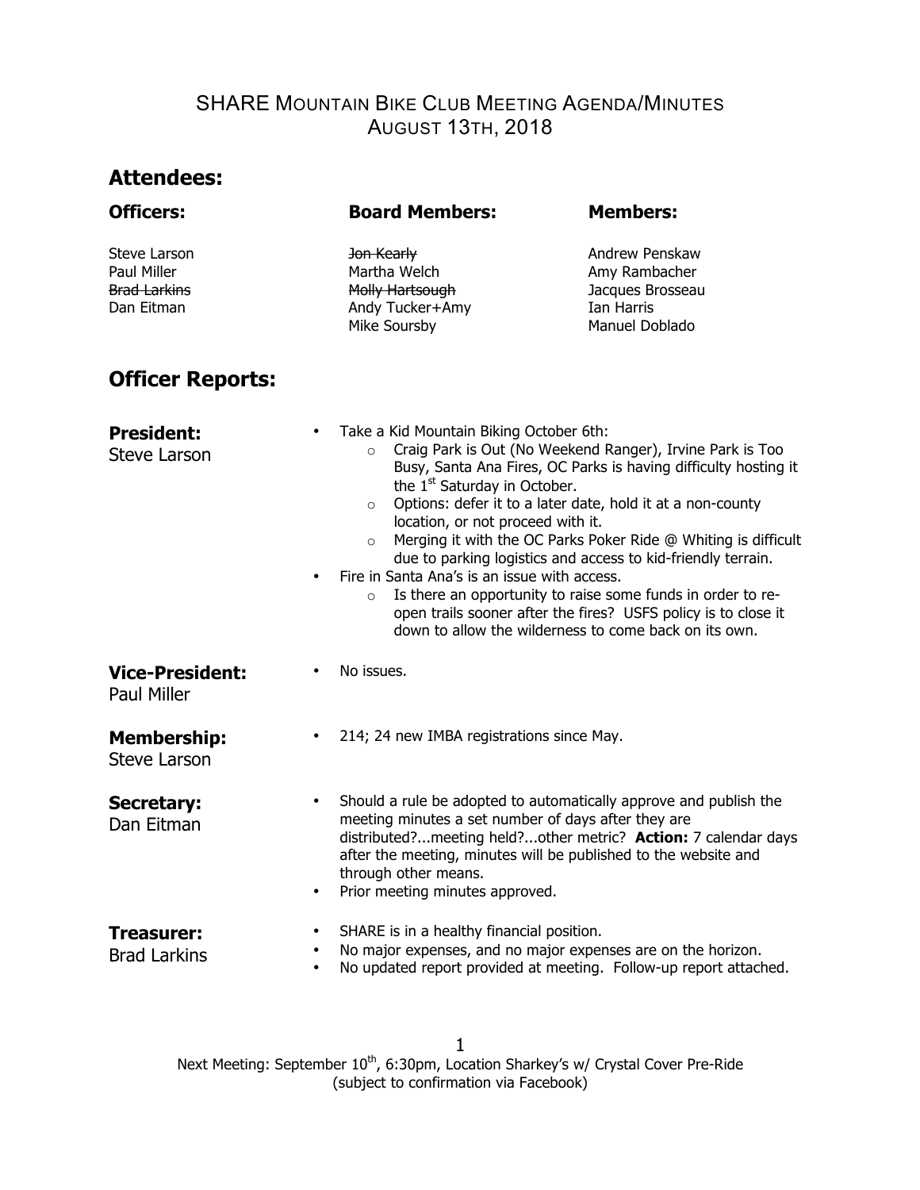# SHARE Mountain Bike Club Meeting Agenda/Minutes
## August 13th, 2018

## Attendees:

| **Officers:** | **Board Members:** | **Members:** |
|---|---|---|
| Steve Larson | ~~Jon Kearly~~ | Andrew Penskaw |
| Paul Miller | Martha Welch | Amy Rambacher |
| ~~Brad Larkins~~ | ~~Molly Hartsough~~ | Jacques Brosseau |
| Dan Eitman | Andy Tucker+Amy | Ian Harris |
| | Mike Soursby | Manuel Doblado |

## Officer Reports:

**President:**
Steve Larson

- Take a Kid Mountain Biking October 6th:
  - Craig Park is Out (No Weekend Ranger), Irvine Park is Too Busy, Santa Ana Fires, OC Parks is having difficulty hosting it the 1st Saturday in October.
  - Options: defer it to a later date, hold it at a non-county location, or not proceed with it.
  - Merging it with the OC Parks Poker Ride @ Whiting is difficult due to parking logistics and access to kid-friendly terrain.
- Fire in Santa Ana's is an issue with access.
  - Is there an opportunity to raise some funds in order to re-open trails sooner after the fires? USFS policy is to close it down to allow the wilderness to come back on its own.

**Vice-President:**
Paul Miller

- No issues.

**Membership:**
Steve Larson

- 214; 24 new IMBA registrations since May.

**Secretary:**
Dan Eitman

- Should a rule be adopted to automatically approve and publish the meeting minutes a set number of days after they are distributed?...meeting held?...other metric? **Action:** 7 calendar days after the meeting, minutes will be published to the website and through other means.
- Prior meeting minutes approved.

**Treasurer:**
Brad Larkins

- SHARE is in a healthy financial position.
- No major expenses, and no major expenses are on the horizon.
- No updated report provided at meeting. Follow-up report attached.

Next Meeting: September 10th, 6:30pm, Location Sharkey's w/ Crystal Cover Pre-Ride (subject to confirmation via Facebook)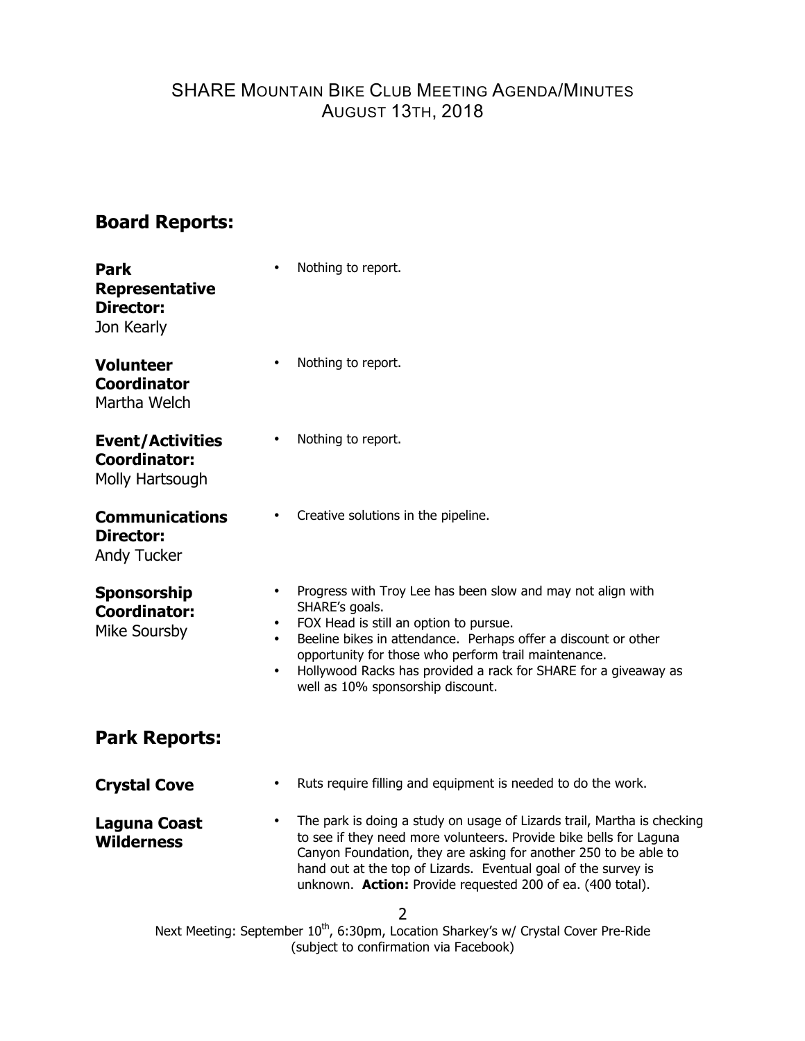# SHARE Mountain Bike Club Meeting Agenda/Minutes
## August 13th, 2018

## Board Reports:

**Park Representative Director:**
Jon Kearly

- Nothing to report.

**Volunteer Coordinator**
Martha Welch

- Nothing to report.

**Event/Activities Coordinator:**
Molly Hartsough

- Nothing to report.

**Communications Director:**
Andy Tucker

- Creative solutions in the pipeline.

**Sponsorship Coordinator:**
Mike Soursby

- Progress with Troy Lee has been slow and may not align with SHARE's goals.
- FOX Head is still an option to pursue.
- Beeline bikes in attendance. Perhaps offer a discount or other opportunity for those who perform trail maintenance.
- Hollywood Racks has provided a rack for SHARE for a giveaway as well as 10% sponsorship discount.

## Park Reports:

**Crystal Cove**

- Ruts require filling and equipment is needed to do the work.

**Laguna Coast Wilderness**

- The park is doing a study on usage of Lizards trail, Martha is checking to see if they need more volunteers. Provide bike bells for Laguna Canyon Foundation, they are asking for another 250 to be able to hand out at the top of Lizards. Eventual goal of the survey is unknown. **Action:** Provide requested 200 of ea. (400 total).

Next Meeting: September 10th, 6:30pm, Location Sharkey's w/ Crystal Cover Pre-Ride (subject to confirmation via Facebook)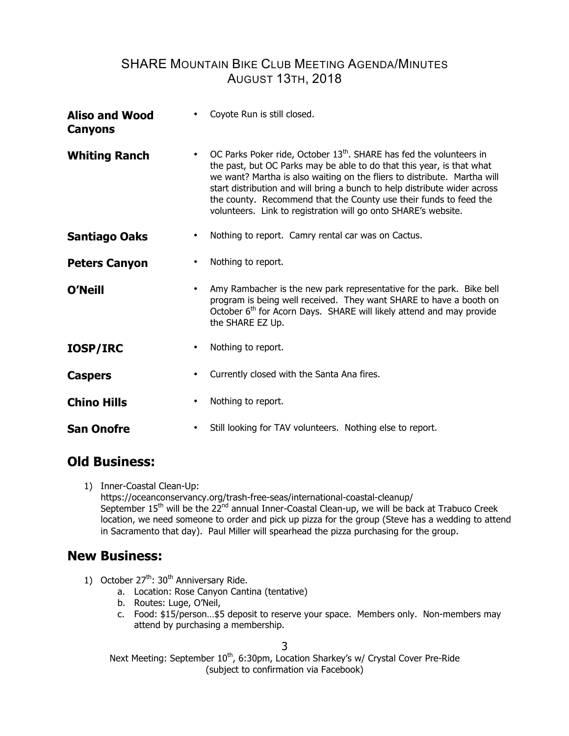# SHARE Mountain Bike Club Meeting Agenda/Minutes
## August 13th, 2018

**Aliso and Wood Canyons**
- Coyote Run is still closed.

**Whiting Ranch**
- OC Parks Poker ride, October 13th. SHARE has fed the volunteers in the past, but OC Parks may be able to do that this year, is that what we want? Martha is also waiting on the fliers to distribute. Martha will start distribution and will bring a bunch to help distribute wider across the county. Recommend that the County use their funds to feed the volunteers. Link to registration will go onto SHARE's website.

**Santiago Oaks**
- Nothing to report. Camry rental car was on Cactus.

**Peters Canyon**
- Nothing to report.

**O'Neill**
- Amy Rambacher is the new park representative for the park. Bike bell program is being well received. They want SHARE to have a booth on October 6th for Acorn Days. SHARE will likely attend and may provide the SHARE EZ Up.

**IOSP/IRC**
- Nothing to report.

**Caspers**
- Currently closed with the Santa Ana fires.

**Chino Hills**
- Nothing to report.

**San Onofre**
- Still looking for TAV volunteers. Nothing else to report.

## Old Business:

1) Inner-Coastal Clean-Up:
   https://oceanconservancy.org/trash-free-seas/international-coastal-cleanup/
   September 15th will be the 22nd annual Inner-Coastal Clean-up, we will be back at Trabuco Creek location, we need someone to order and pick up pizza for the group (Steve has a wedding to attend in Sacramento that day). Paul Miller will spearhead the pizza purchasing for the group.

## New Business:

1) October 27th: 30th Anniversary Ride.
   a. Location: Rose Canyon Cantina (tentative)
   b. Routes: Luge, O'Neil,
   c. Food: $15/person…$5 deposit to reserve your space. Members only. Non-members may attend by purchasing a membership.

Next Meeting: September 10th, 6:30pm, Location Sharkey's w/ Crystal Cover Pre-Ride (subject to confirmation via Facebook)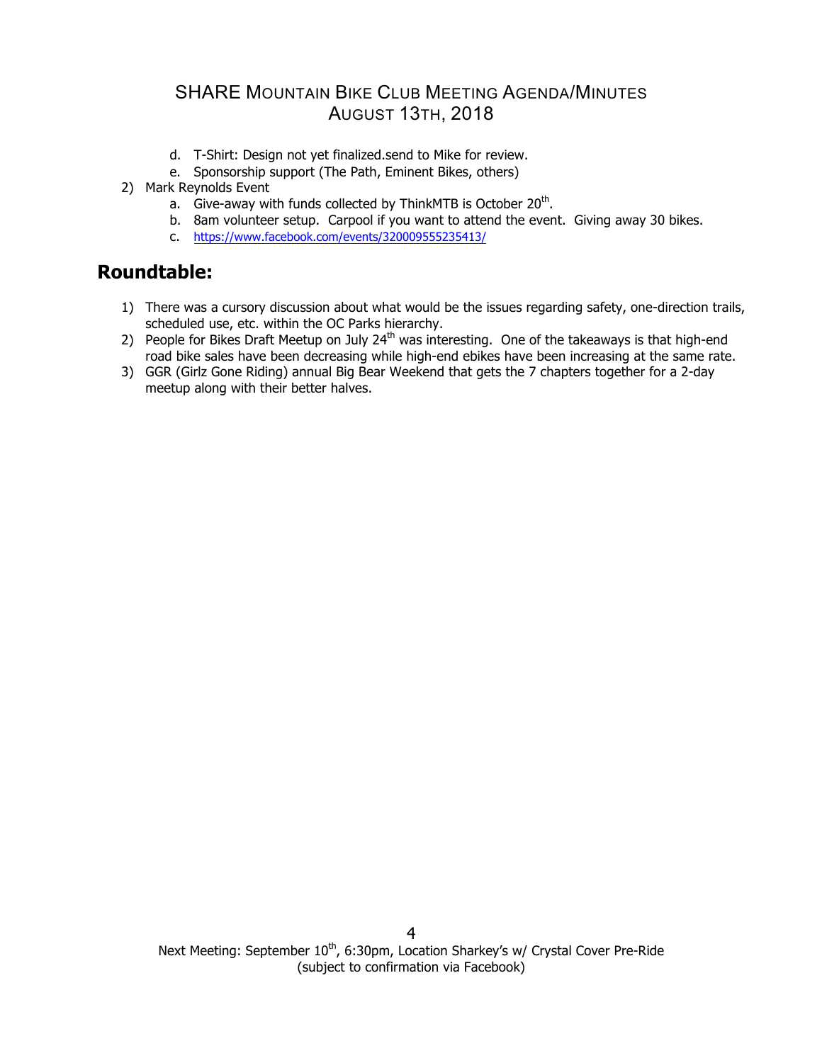d. T-Shirt: Design not yet finalized.send to Mike for review.
e. Sponsorship support (The Path, Eminent Bikes, others)

2) Mark Reynolds Event
   a. Give-away with funds collected by ThinkMTB is October 20th.
   b. 8am volunteer setup. Carpool if you want to attend the event. Giving away 30 bikes.
   c. https://www.facebook.com/events/320009555235413/

## Roundtable:

1) There was a cursory discussion about what would be the issues regarding safety, one-direction trails, scheduled use, etc. within the OC Parks hierarchy.
2) People for Bikes Draft Meetup on July 24th was interesting. One of the takeaways is that high-end road bike sales have been decreasing while high-end ebikes have been increasing at the same rate.
3) GGR (Girlz Gone Riding) annual Big Bear Weekend that gets the 7 chapters together for a 2-day meetup along with their better halves.

Next Meeting: September 10th, 6:30pm, Location Sharkey's w/ Crystal Cover Pre-Ride (subject to confirmation via Facebook)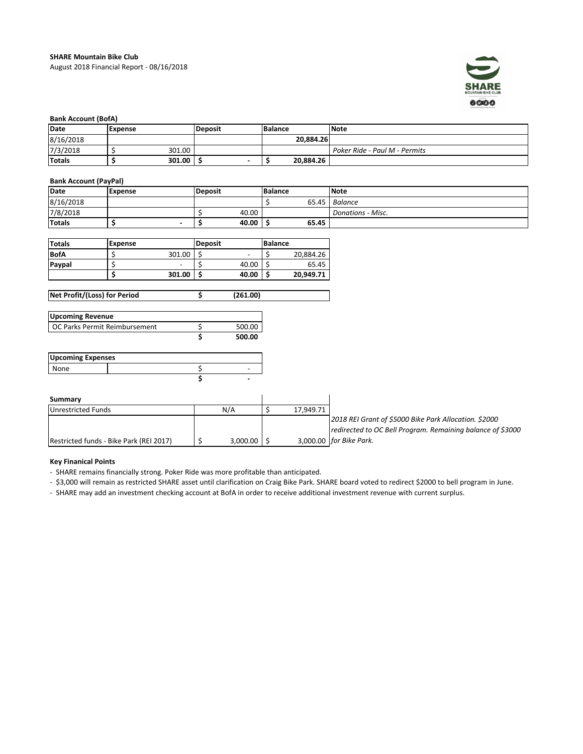**SHARE Mountain Bike Club**

August 2018 Financial Report - 08/16/2018

**Bank Account (BofA)**

| Date | Expense | Deposit | Balance | Note |
|---|---|---|---|---|
| 8/16/2018 | | | 20,884.26 | |
| 7/3/2018 | $ 301.00 | | | *Poker Ride - Paul M - Permits* |
| **Totals** | **$ 301.00** | **$ -** | **$ 20,884.26** | |

**Bank Account (PayPal)**

| Date | Expense | Deposit | Balance | Note |
|---|---|---|---|---|
| 8/16/2018 | | | $ 65.45 | *Balance* |
| 7/8/2018 | | $ 40.00 | | *Donations - Misc.* |
| **Totals** | **$ -** | **$ 40.00** | **$ 65.45** | |

| Totals | Expense | Deposit | Balance |
|---|---|---|---|
| **BofA** | $ 301.00 | $ - | $ 20,884.26 |
| **Paypal** | $ - | $ 40.00 | $ 65.45 |
| | **$ 301.00** | **$ 40.00** | **$ 20,949.71** |

| | |
|---|---|
| **Net Profit/(Loss) for Period** | **$ (261.00)** |

| Upcoming Revenue | |
|---|---|
| OC Parks Permit Reimbursement | $ 500.00 |
| | **$ 500.00** |

| Upcoming Expenses | | |
|---|---|---|
| None | | $ - |
| | | **$ -** |

| Summary | | | |
|---|---|---|---|
| Unrestricted Funds | N/A | $ 17,949.71 | |
| Restricted funds - Bike Park (REI 2017) | $ 3,000.00 | $ 3,000.00 | *2018 REI Grant of $5000 Bike Park Allocation. $2000 redirected to OC Bell Program. Remaining balance of $3000 for Bike Park.* |

**Key Finanical Points**

- SHARE remains financially strong. Poker Ride was more profitable than anticipated.
- $3,000 will remain as restricted SHARE asset until clarification on Craig Bike Park. SHARE board voted to redirect $2000 to bell program in June.
- SHARE may add an investment checking account at BofA in order to receive additional investment revenue with current surplus.